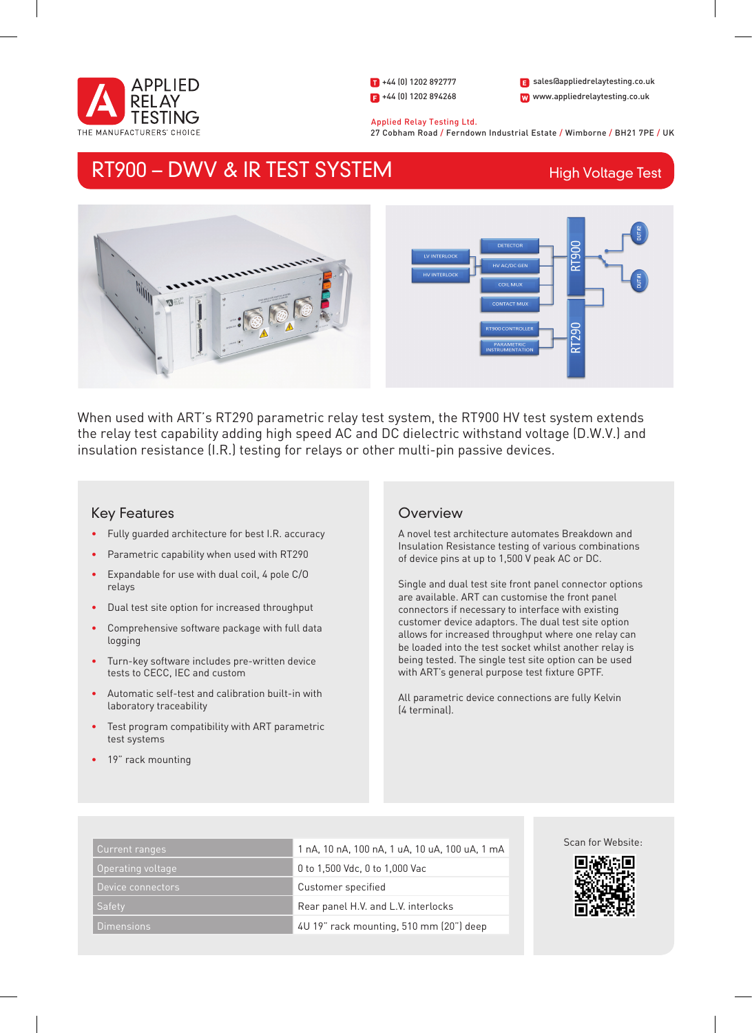APPLIED RELAY TESTING
THE MANUFACTURERS' CHOICE

T +44 (0) 1202 892777
F +44 (0) 1202 894268
E sales@appliedrelaytesting.co.uk
W www.appliedrelaytesting.co.uk

Applied Relay Testing Ltd.
27 Cobham Road / Ferndown Industrial Estate / Wimborne / BH21 7PE / UK

# RT900 – DWV & IR TEST SYSTEM

High Voltage Test

When used with ART's RT290 parametric relay test system, the RT900 HV test system extends the relay test capability adding high speed AC and DC dielectric withstand voltage (D.W.V.) and insulation resistance (I.R.) testing for relays or other multi-pin passive devices.

## Key Features

- Fully guarded architecture for best I.R. accuracy
- Parametric capability when used with RT290
- Expandable for use with dual coil, 4 pole C/O relays
- Dual test site option for increased throughput
- Comprehensive software package with full data logging
- Turn-key software includes pre-written device tests to CECC, IEC and custom
- Automatic self-test and calibration built-in with laboratory traceability
- Test program compatibility with ART parametric test systems
- 19" rack mounting

## Overview

A novel test architecture automates Breakdown and Insulation Resistance testing of various combinations of device pins at up to 1,500 V peak AC or DC.

Single and dual test site front panel connector options are available. ART can customise the front panel connectors if necessary to interface with existing customer device adaptors. The dual test site option allows for increased throughput where one relay can be loaded into the test socket whilst another relay is being tested. The single test site option can be used with ART's general purpose test fixture GPTF.

All parametric device connections are fully Kelvin (4 terminal).

| | |
|---|---|
| Current ranges | 1 nA, 10 nA, 100 nA, 1 uA, 10 uA, 100 uA, 1 mA |
| Operating voltage | 0 to 1,500 Vdc, 0 to 1,000 Vac |
| Device connectors | Customer specified |
| Safety | Rear panel H.V. and L.V. interlocks |
| Dimensions | 4U 19" rack mounting, 510 mm (20") deep |

Scan for Website: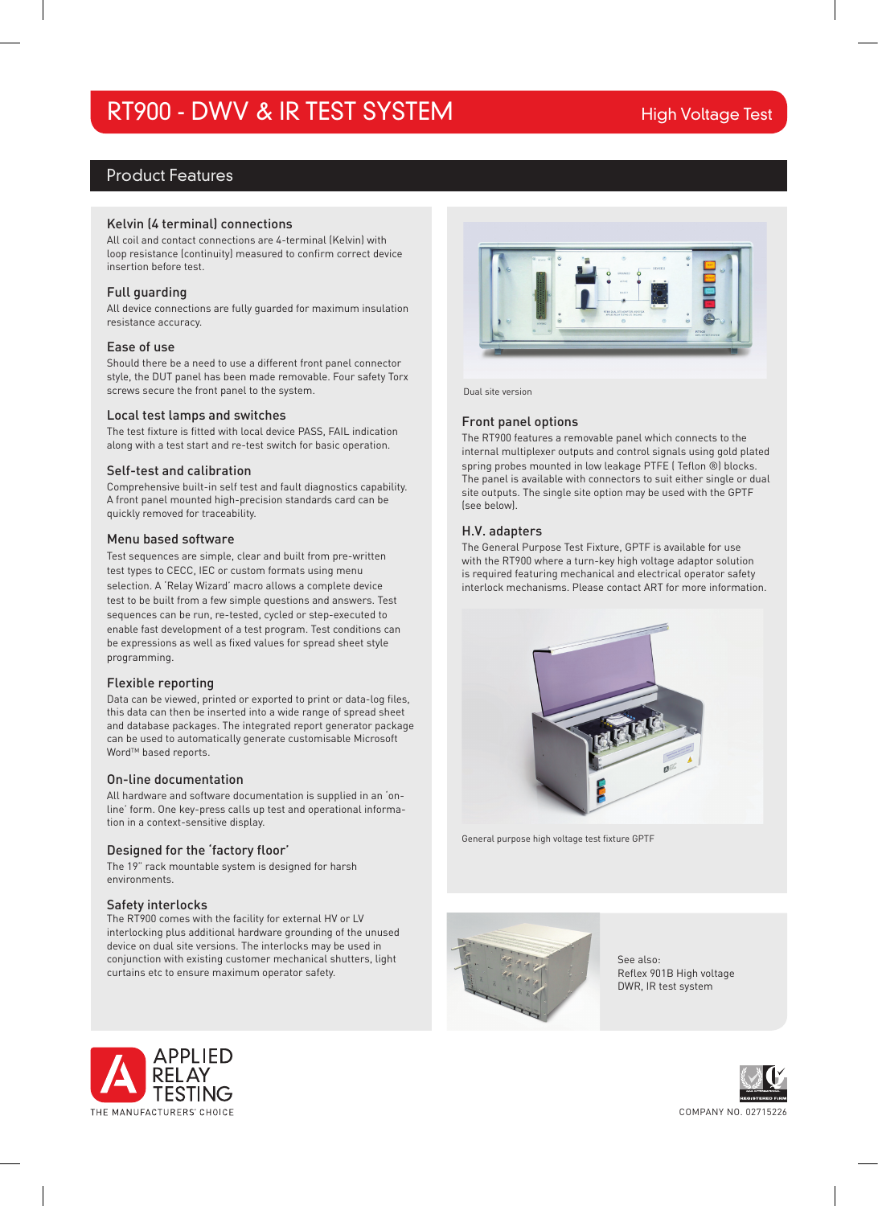# RT900 - DWV & IR TEST SYSTEM

High Voltage Test

## Product Features

### Kelvin (4 terminal) connections

All coil and contact connections are 4-terminal (Kelvin) with loop resistance (continuity) measured to confirm correct device insertion before test.

### Full guarding

All device connections are fully guarded for maximum insulation resistance accuracy.

### Ease of use

Should there be a need to use a different front panel connector style, the DUT panel has been made removable. Four safety Torx screws secure the front panel to the system.

### Local test lamps and switches

The test fixture is fitted with local device PASS, FAIL indication along with a test start and re-test switch for basic operation.

### Self-test and calibration

Comprehensive built-in self test and fault diagnostics capability. A front panel mounted high-precision standards card can be quickly removed for traceability.

### Menu based software

Test sequences are simple, clear and built from pre-written test types to CECC, IEC or custom formats using menu selection. A 'Relay Wizard' macro allows a complete device test to be built from a few simple questions and answers. Test sequences can be run, re-tested, cycled or step-executed to enable fast development of a test program. Test conditions can be expressions as well as fixed values for spread sheet style programming.

### Flexible reporting

Data can be viewed, printed or exported to print or data-log files, this data can then be inserted into a wide range of spread sheet and database packages. The integrated report generator package can be used to automatically generate customisable Microsoft Word™ based reports.

### On-line documentation

All hardware and software documentation is supplied in an 'on-line' form. One key-press calls up test and operational information in a context-sensitive display.

### Designed for the 'factory floor'

The 19" rack mountable system is designed for harsh environments.

### Safety interlocks

The RT900 comes with the facility for external HV or LV interlocking plus additional hardware grounding of the unused device on dual site versions. The interlocks may be used in conjunction with existing customer mechanical shutters, light curtains etc to ensure maximum operator safety.

Dual site version

### Front panel options

The RT900 features a removable panel which connects to the internal multiplexer outputs and control signals using gold plated spring probes mounted in low leakage PTFE ( Teflon ®) blocks. The panel is available with connectors to suit either single or dual site outputs. The single site option may be used with the GPTF (see below).

### H.V. adapters

The General Purpose Test Fixture, GPTF is available for use with the RT900 where a turn-key high voltage adaptor solution is required featuring mechanical and electrical operator safety interlock mechanisms. Please contact ART for more information.

General purpose high voltage test fixture GPTF

See also:
Reflex 901B High voltage DWR, IR test system

APPLIED RELAY TESTING
THE MANUFACTURERS' CHOICE

COMPANY NO. 02715226